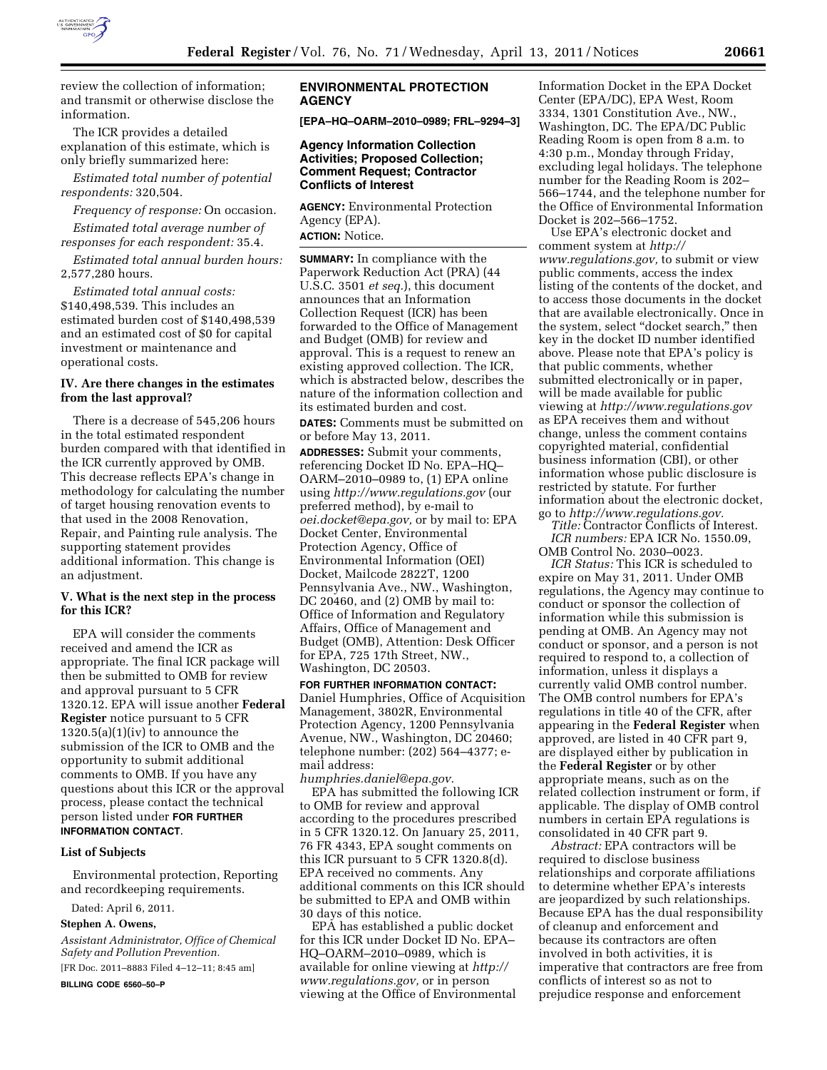review the collection of information; and transmit or otherwise disclose the information.

The ICR provides a detailed explanation of this estimate, which is only briefly summarized here:

*Estimated total number of potential respondents:* 320,504.

*Frequency of response:* On occasion.

*Estimated total average number of responses for each respondent:* 35.4.

*Estimated total annual burden hours:* 2,577,280 hours.

*Estimated total annual costs:* $140,498,539. This includes an estimated burden cost of $140,498,539 and an estimated cost of $0 for capital investment or maintenance and operational costs.

### IV. Are there changes in the estimates from the last approval?

There is a decrease of 545,206 hours in the total estimated respondent burden compared with that identified in the ICR currently approved by OMB. This decrease reflects EPA's change in methodology for calculating the number of target housing renovation events to that used in the 2008 Renovation, Repair, and Painting rule analysis. The supporting statement provides additional information. This change is an adjustment.

### V. What is the next step in the process for this ICR?

EPA will consider the comments received and amend the ICR as appropriate. The final ICR package will then be submitted to OMB for review and approval pursuant to 5 CFR 1320.12. EPA will issue another **Federal Register** notice pursuant to 5 CFR 1320.5(a)(1)(iv) to announce the submission of the ICR to OMB and the opportunity to submit additional comments to OMB. If you have any questions about this ICR or the approval process, please contact the technical person listed under **FOR FURTHER INFORMATION CONTACT**.

### List of Subjects

Environmental protection, Reporting and recordkeeping requirements.

Dated: April 6, 2011.

**Stephen A. Owens,**

*Assistant Administrator, Office of Chemical Safety and Pollution Prevention.*

[FR Doc. 2011–8883 Filed 4–12–11; 8:45 am]

**BILLING CODE 6560–50–P**

## ENVIRONMENTAL PROTECTION AGENCY

**[EPA–HQ–OARM–2010–0989; FRL–9294–3]**

### Agency Information Collection Activities; Proposed Collection; Comment Request; Contractor Conflicts of Interest

**AGENCY:** Environmental Protection Agency (EPA).

**ACTION:** Notice.

**SUMMARY:** In compliance with the Paperwork Reduction Act (PRA) (44 U.S.C. 3501 *et seq.*), this document announces that an Information Collection Request (ICR) has been forwarded to the Office of Management and Budget (OMB) for review and approval. This is a request to renew an existing approved collection. The ICR, which is abstracted below, describes the nature of the information collection and its estimated burden and cost.

**DATES:** Comments must be submitted on or before May 13, 2011.

**ADDRESSES:** Submit your comments, referencing Docket ID No. EPA–HQ–OARM–2010–0989 to, (1) EPA online using *http://www.regulations.gov* (our preferred method), by e-mail to *oei.docket@epa.gov,* or by mail to: EPA Docket Center, Environmental Protection Agency, Office of Environmental Information (OEI) Docket, Mailcode 2822T, 1200 Pennsylvania Ave., NW., Washington, DC 20460, and (2) OMB by mail to: Office of Information and Regulatory Affairs, Office of Management and Budget (OMB), Attention: Desk Officer for EPA, 725 17th Street, NW., Washington, DC 20503.

**FOR FURTHER INFORMATION CONTACT:** Daniel Humphries, Office of Acquisition Management, 3802R, Environmental Protection Agency, 1200 Pennsylvania Avenue, NW., Washington, DC 20460; telephone number: (202) 564–4377; e-mail address: *humphries.daniel@epa.gov.*

EPA has submitted the following ICR to OMB for review and approval according to the procedures prescribed in 5 CFR 1320.12. On January 25, 2011, 76 FR 4343, EPA sought comments on this ICR pursuant to 5 CFR 1320.8(d). EPA received no comments. Any additional comments on this ICR should be submitted to EPA and OMB within 30 days of this notice.

EPA has established a public docket for this ICR under Docket ID No. EPA–HQ–OARM–2010–0989, which is available for online viewing at *http://www.regulations.gov,* or in person viewing at the Office of Environmental Information Docket in the EPA Docket Center (EPA/DC), EPA West, Room 3334, 1301 Constitution Ave., NW., Washington, DC. The EPA/DC Public Reading Room is open from 8 a.m. to 4:30 p.m., Monday through Friday, excluding legal holidays. The telephone number for the Reading Room is 202–566–1744, and the telephone number for the Office of Environmental Information Docket is 202–566–1752.

Use EPA's electronic docket and comment system at *http://www.regulations.gov,* to submit or view public comments, access the index listing of the contents of the docket, and to access those documents in the docket that are available electronically. Once in the system, select "docket search," then key in the docket ID number identified above. Please note that EPA's policy is that public comments, whether submitted electronically or in paper, will be made available for public viewing at *http://www.regulations.gov* as EPA receives them and without change, unless the comment contains copyrighted material, confidential business information (CBI), or other information whose public disclosure is restricted by statute. For further information about the electronic docket, go to *http://www.regulations.gov.*

*Title:* Contractor Conflicts of Interest.

*ICR numbers:* EPA ICR No. 1550.09, OMB Control No. 2030–0023.

*ICR Status:* This ICR is scheduled to expire on May 31, 2011. Under OMB regulations, the Agency may continue to conduct or sponsor the collection of information while this submission is pending at OMB. An Agency may not conduct or sponsor, and a person is not required to respond to, a collection of information, unless it displays a currently valid OMB control number. The OMB control numbers for EPA's regulations in title 40 of the CFR, after appearing in the **Federal Register** when approved, are listed in 40 CFR part 9, are displayed either by publication in the **Federal Register** or by other appropriate means, such as on the related collection instrument or form, if applicable. The display of OMB control numbers in certain EPA regulations is consolidated in 40 CFR part 9.

*Abstract:* EPA contractors will be required to disclose business relationships and corporate affiliations to determine whether EPA's interests are jeopardized by such relationships. Because EPA has the dual responsibility of cleanup and enforcement and because its contractors are often involved in both activities, it is imperative that contractors are free from conflicts of interest so as not to prejudice response and enforcement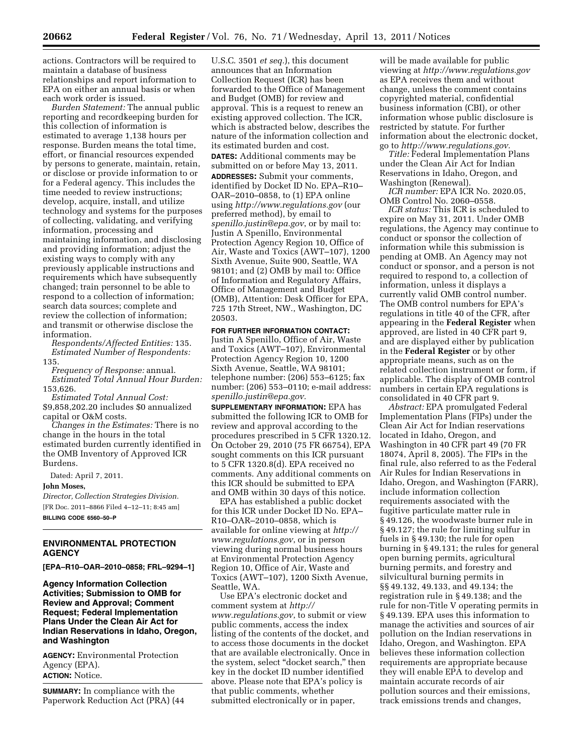actions. Contractors will be required to maintain a database of business relationships and report information to EPA on either an annual basis or when each work order is issued.

*Burden Statement:* The annual public reporting and recordkeeping burden for this collection of information is estimated to average 1,138 hours per response. Burden means the total time, effort, or financial resources expended by persons to generate, maintain, retain, or disclose or provide information to or for a Federal agency. This includes the time needed to review instructions; develop, acquire, install, and utilize technology and systems for the purposes of collecting, validating, and verifying information, processing and maintaining information, and disclosing and providing information; adjust the existing ways to comply with any previously applicable instructions and requirements which have subsequently changed; train personnel to be able to respond to a collection of information; search data sources; complete and review the collection of information; and transmit or otherwise disclose the information.

*Respondents/Affected Entities:* 135.

*Estimated Number of Respondents:* 135.

*Frequency of Response:* annual.

*Estimated Total Annual Hour Burden:* 153,626.

*Estimated Total Annual Cost:* $9,858,202.20 includes $0 annualized capital or O&M costs.

*Changes in the Estimates:* There is no change in the hours in the total estimated burden currently identified in the OMB Inventory of Approved ICR Burdens.

Dated: April 7, 2011.

**John Moses,**

*Director, Collection Strategies Division.*

[FR Doc. 2011–8866 Filed 4–12–11; 8:45 am]

**BILLING CODE 6560–50–P**

## ENVIRONMENTAL PROTECTION AGENCY

**[EPA–R10–OAR–2010–0858; FRL–9294–1]**

### Agency Information Collection Activities; Submission to OMB for Review and Approval; Comment Request; Federal Implementation Plans Under the Clean Air Act for Indian Reservations in Idaho, Oregon, and Washington

**AGENCY:** Environmental Protection Agency (EPA).

**ACTION:** Notice.

**SUMMARY:** In compliance with the Paperwork Reduction Act (PRA) (44 U.S.C. 3501 *et seq.*), this document announces that an Information Collection Request (ICR) has been forwarded to the Office of Management and Budget (OMB) for review and approval. This is a request to renew an existing approved collection. The ICR, which is abstracted below, describes the nature of the information collection and its estimated burden and cost.

**DATES:** Additional comments may be submitted on or before May 13, 2011.

**ADDRESSES:** Submit your comments, identified by Docket ID No. EPA–R10–OAR–2010–0858, to (1) EPA online using *http://www.regulations.gov* (our preferred method), by email to *spenillo.justin@epa.gov*, or by mail to: Justin A Spenillo, Environmental Protection Agency Region 10, Office of Air, Waste and Toxics (AWT–107), 1200 Sixth Avenue, Suite 900, Seattle, WA 98101; and (2) OMB by mail to: Office of Information and Regulatory Affairs, Office of Management and Budget (OMB), Attention: Desk Officer for EPA, 725 17th Street, NW., Washington, DC 20503.

**FOR FURTHER INFORMATION CONTACT:** Justin A Spenillo, Office of Air, Waste and Toxics (AWT–107), Environmental Protection Agency Region 10, 1200 Sixth Avenue, Seattle, WA 98101; telephone number: (206) 553–6125; fax number: (206) 553–0110; e-mail address: *spenillo.justin@epa.gov.*

**SUPPLEMENTARY INFORMATION:** EPA has submitted the following ICR to OMB for review and approval according to the procedures prescribed in 5 CFR 1320.12. On October 29, 2010 (75 FR 66754), EPA sought comments on this ICR pursuant to 5 CFR 1320.8(d). EPA received no comments. Any additional comments on this ICR should be submitted to EPA and OMB within 30 days of this notice.

EPA has established a public docket for this ICR under Docket ID No. EPA–R10–OAR–2010–0858, which is available for online viewing at *http://www.regulations.gov*, or in person viewing during normal business hours at Environmental Protection Agency Region 10, Office of Air, Waste and Toxics (AWT–107), 1200 Sixth Avenue, Seattle, WA.

Use EPA's electronic docket and comment system at *http://www.regulations.gov*, to submit or view public comments, access the index listing of the contents of the docket, and to access those documents in the docket that are available electronically. Once in the system, select "docket search," then key in the docket ID number identified above. Please note that EPA's policy is that public comments, whether submitted electronically or in paper, will be made available for public viewing at *http://www.regulations.gov* as EPA receives them and without change, unless the comment contains copyrighted material, confidential business information (CBI), or other information whose public disclosure is restricted by statute. For further information about the electronic docket, go to *http://www.regulations.gov.*

*Title:* Federal Implementation Plans under the Clean Air Act for Indian Reservations in Idaho, Oregon, and Washington (Renewal).

*ICR number:* EPA ICR No. 2020.05, OMB Control No. 2060–0558.

*ICR status:* This ICR is scheduled to expire on May 31, 2011. Under OMB regulations, the Agency may continue to conduct or sponsor the collection of information while this submission is pending at OMB. An Agency may not conduct or sponsor, and a person is not required to respond to, a collection of information, unless it displays a currently valid OMB control number. The OMB control numbers for EPA's regulations in title 40 of the CFR, after appearing in the **Federal Register** when approved, are listed in 40 CFR part 9, and are displayed either by publication in the **Federal Register** or by other appropriate means, such as on the related collection instrument or form, if applicable. The display of OMB control numbers in certain EPA regulations is consolidated in 40 CFR part 9.

*Abstract:* EPA promulgated Federal Implementation Plans (FIPs) under the Clean Air Act for Indian reservations located in Idaho, Oregon, and Washington in 40 CFR part 49 (70 FR 18074, April 8, 2005). The FIPs in the final rule, also referred to as the Federal Air Rules for Indian Reservations in Idaho, Oregon, and Washington (FARR), include information collection requirements associated with the fugitive particulate matter rule in § 49.126, the woodwaste burner rule in § 49.127; the rule for limiting sulfur in fuels in § 49.130; the rule for open burning in § 49.131; the rules for general open burning permits, agricultural burning permits, and forestry and silvicultural burning permits in §§ 49.132, 49.133, and 49.134; the registration rule in § 49.138; and the rule for non-Title V operating permits in § 49.139. EPA uses this information to manage the activities and sources of air pollution on the Indian reservations in Idaho, Oregon, and Washington. EPA believes these information collection requirements are appropriate because they will enable EPA to develop and maintain accurate records of air pollution sources and their emissions, track emissions trends and changes,